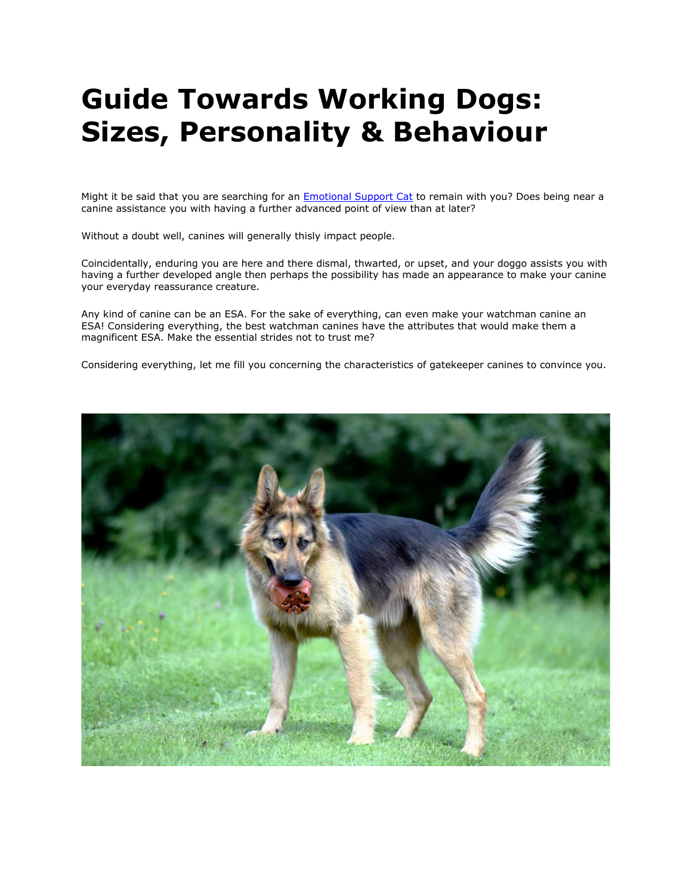# Guide Towards Working Dogs: Sizes, Personality & Behaviour

Might it be said that you are searching for an [Emotional Support Cat]() to remain with you? Does being near a canine assistance you with having a further advanced point of view than at later?

Without a doubt well, canines will generally thisly impact people.

Coincidentally, enduring you are here and there dismal, thwarted, or upset, and your doggo assists you with having a further developed angle then perhaps the possibility has made an appearance to make your canine your everyday reassurance creature.

Any kind of canine can be an ESA. For the sake of everything, can even make your watchman canine an ESA! Considering everything, the best watchman canines have the attributes that would make them a magnificent ESA. Make the essential strides not to trust me?

Considering everything, let me fill you concerning the characteristics of gatekeeper canines to convince you.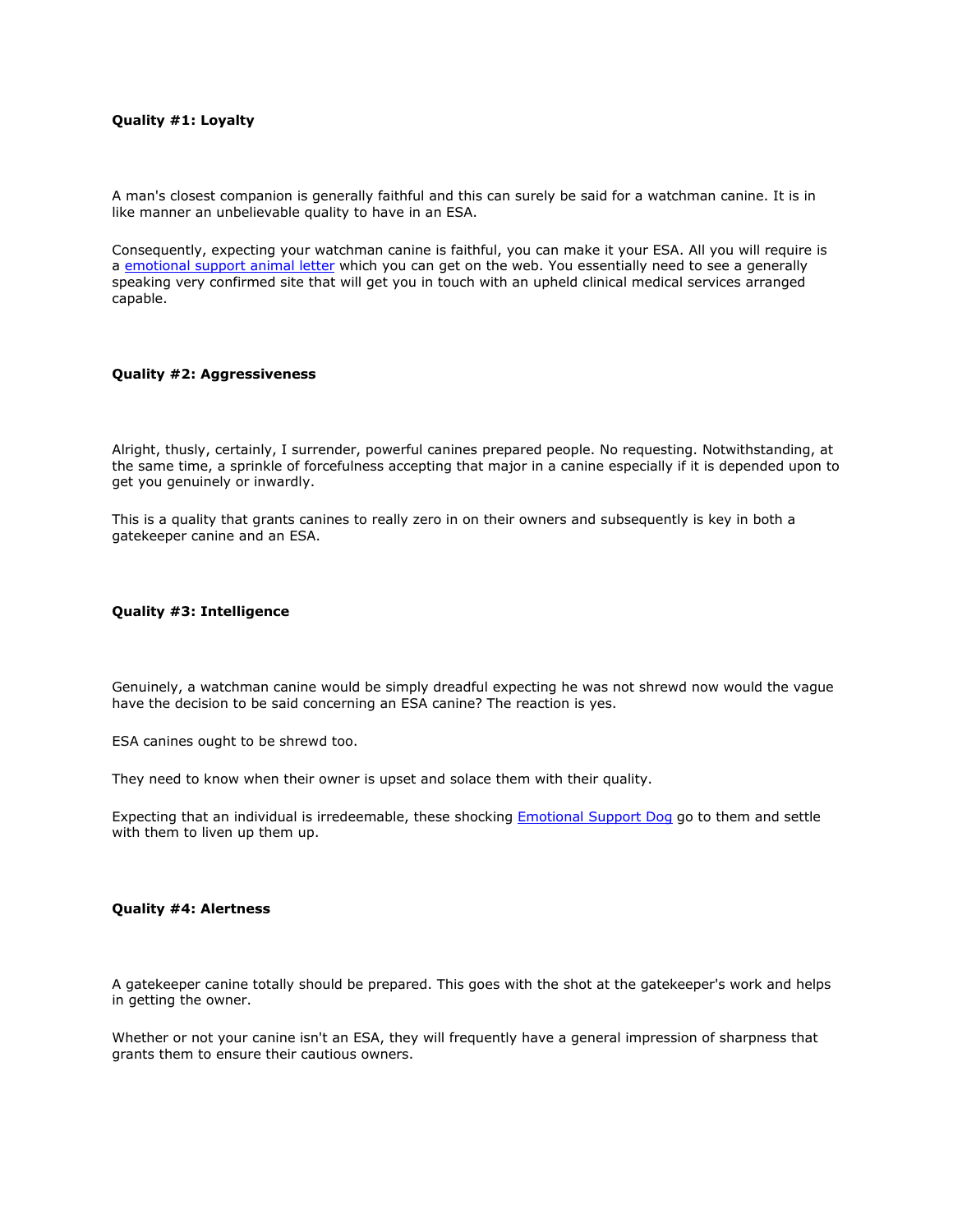**Quality #1: Loyalty**

A man's closest companion is generally faithful and this can surely be said for a watchman canine. It is in like manner an unbelievable quality to have in an ESA.

Consequently, expecting your watchman canine is faithful, you can make it your ESA. All you will require is a [emotional support animal letter]() which you can get on the web. You essentially need to see a generally speaking very confirmed site that will get you in touch with an upheld clinical medical services arranged capable.

**Quality #2: Aggressiveness**

Alright, thusly, certainly, I surrender, powerful canines prepared people. No requesting. Notwithstanding, at the same time, a sprinkle of forcefulness accepting that major in a canine especially if it is depended upon to get you genuinely or inwardly.

This is a quality that grants canines to really zero in on their owners and subsequently is key in both a gatekeeper canine and an ESA.

**Quality #3: Intelligence**

Genuinely, a watchman canine would be simply dreadful expecting he was not shrewd now would the vague have the decision to be said concerning an ESA canine? The reaction is yes.

ESA canines ought to be shrewd too.

They need to know when their owner is upset and solace them with their quality.

Expecting that an individual is irredeemable, these shocking [Emotional Support Dog]() go to them and settle with them to liven up them up.

**Quality #4: Alertness**

A gatekeeper canine totally should be prepared. This goes with the shot at the gatekeeper's work and helps in getting the owner.

Whether or not your canine isn't an ESA, they will frequently have a general impression of sharpness that grants them to ensure their cautious owners.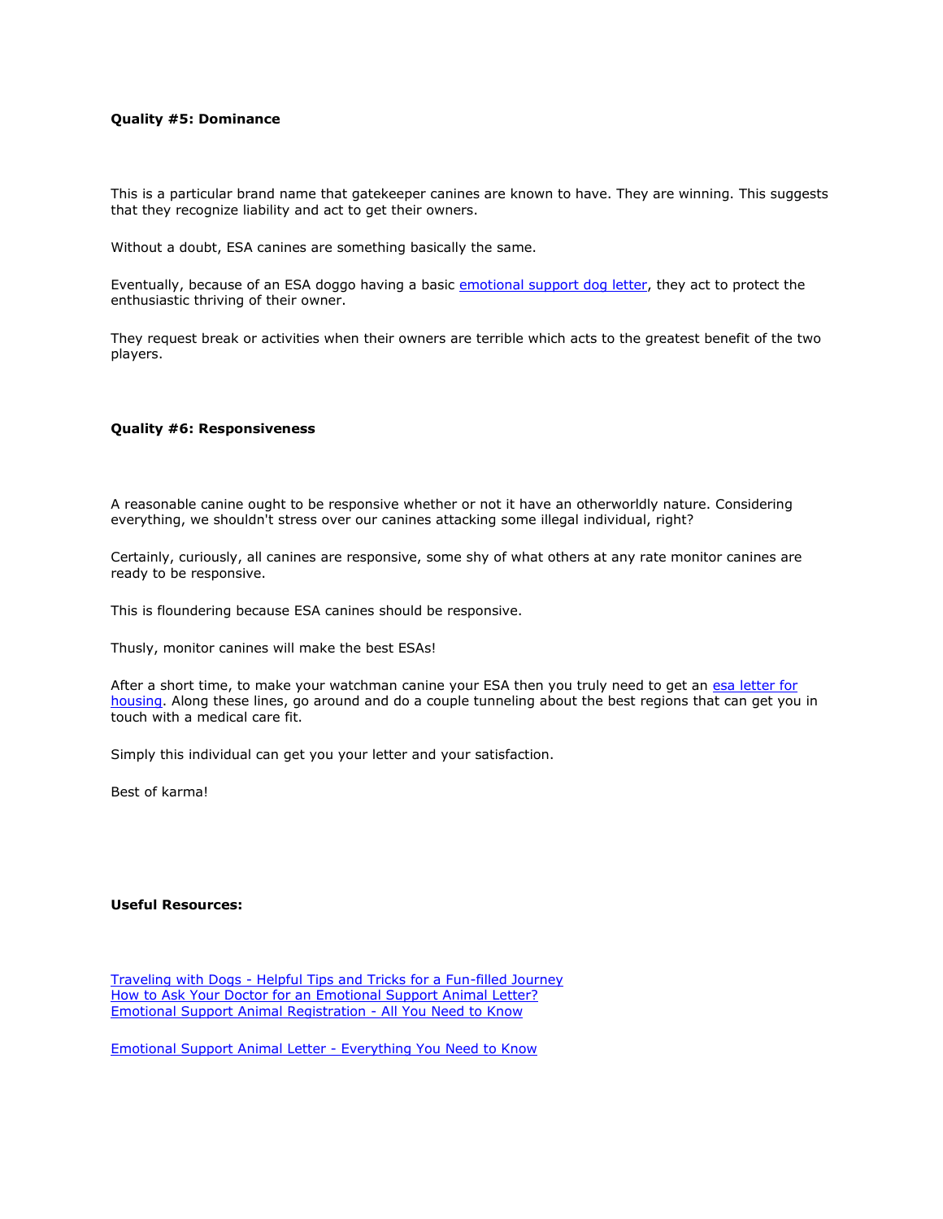**Quality #5: Dominance**

This is a particular brand name that gatekeeper canines are known to have. They are winning. This suggests that they recognize liability and act to get their owners.

Without a doubt, ESA canines are something basically the same.

Eventually, because of an ESA doggo having a basic [emotional support dog letter](), they act to protect the enthusiastic thriving of their owner.

They request break or activities when their owners are terrible which acts to the greatest benefit of the two players.

**Quality #6: Responsiveness**

A reasonable canine ought to be responsive whether or not it have an otherworldly nature. Considering everything, we shouldn't stress over our canines attacking some illegal individual, right?

Certainly, curiously, all canines are responsive, some shy of what others at any rate monitor canines are ready to be responsive.

This is floundering because ESA canines should be responsive.

Thusly, monitor canines will make the best ESAs!

After a short time, to make your watchman canine your ESA then you truly need to get an [esa letter for housing](). Along these lines, go around and do a couple tunneling about the best regions that can get you in touch with a medical care fit.

Simply this individual can get you your letter and your satisfaction.

Best of karma!

**Useful Resources:**

[Traveling with Dogs - Helpful Tips and Tricks for a Fun-filled Journey]()
[How to Ask Your Doctor for an Emotional Support Animal Letter?]()
[Emotional Support Animal Registration - All You Need to Know]()

[Emotional Support Animal Letter - Everything You Need to Know]()